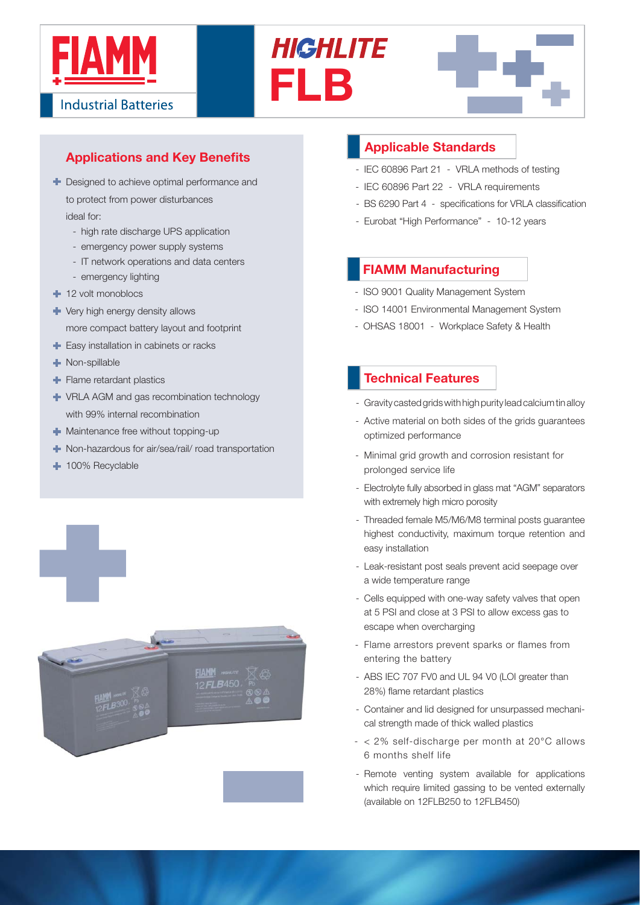# FIAMM Industrial Batteries

# HIGHLITE FLB

## Applications and Key Benefits

- Designed to achieve optimal performance and to protect from power disturbances ideal for:
  - high rate discharge UPS application
  - emergency power supply systems
  - IT network operations and data centers
  - emergency lighting
- 12 volt monoblocs
- Very high energy density allows more compact battery layout and footprint
- Easy installation in cabinets or racks
- Non-spillable
- Flame retardant plastics
- VRLA AGM and gas recombination technology with 99% internal recombination
- Maintenance free without topping-up
- Non-hazardous for air/sea/rail/ road transportation
- 100% Recyclable

## Applicable Standards

- IEC 60896 Part 21 - VRLA methods of testing
- IEC 60896 Part 22 - VRLA requirements
- BS 6290 Part 4 - specifications for VRLA classification
- Eurobat "High Performance" - 10-12 years

## FIAMM Manufacturing

- ISO 9001 Quality Management System
- ISO 14001 Environmental Management System
- OHSAS 18001 - Workplace Safety & Health

## Technical Features

- Gravity casted grids with high purity lead calcium tin alloy
- Active material on both sides of the grids guarantees optimized performance
- Minimal grid growth and corrosion resistant for prolonged service life
- Electrolyte fully absorbed in glass mat "AGM" separators with extremely high micro porosity
- Threaded female M5/M6/M8 terminal posts guarantee highest conductivity, maximum torque retention and easy installation
- Leak-resistant post seals prevent acid seepage over a wide temperature range
- Cells equipped with one-way safety valves that open at 5 PSI and close at 3 PSI to allow excess gas to escape when overcharging
- Flame arrestors prevent sparks or flames from entering the battery
- ABS IEC 707 FV0 and UL 94 V0 (LOI greater than 28%) flame retardant plastics
- Container and lid designed for unsurpassed mechanical strength made of thick walled plastics
- < 2% self-discharge per month at 20°C allows 6 months shelf life
- Remote venting system available for applications which require limited gassing to be vented externally (available on 12FLB250 to 12FLB450)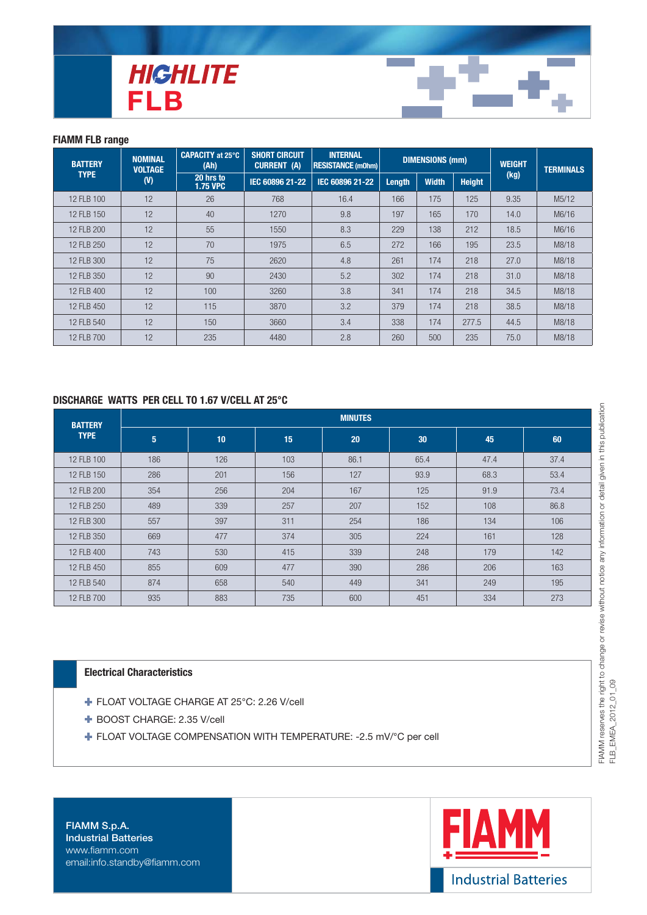# HIGHLITE FLB

## FIAMM FLB range

| BATTERY TYPE | NOMINAL VOLTAGE (V) | CAPACITY at 25°C (Ah) | SHORT CIRCUIT CURRENT (A) | INTERNAL RESISTANCE (mOhm) | DIMENSIONS (mm) | | | WEIGHT (kg) | TERMINALS |
|---|---|---|---|---|---|---|---|---|---|
| | | 20 hrs to 1.75 VPC | IEC 60896 21-22 | IEC 60896 21-22 | Length | Width | Height | | |
| 12 FLB 100 | 12 | 26 | 768 | 16.4 | 166 | 175 | 125 | 9.35 | M5/12 |
| 12 FLB 150 | 12 | 40 | 1270 | 9.8 | 197 | 165 | 170 | 14.0 | M6/16 |
| 12 FLB 200 | 12 | 55 | 1550 | 8.3 | 229 | 138 | 212 | 18.5 | M6/16 |
| 12 FLB 250 | 12 | 70 | 1975 | 6.5 | 272 | 166 | 195 | 23.5 | M8/18 |
| 12 FLB 300 | 12 | 75 | 2620 | 4.8 | 261 | 174 | 218 | 27.0 | M8/18 |
| 12 FLB 350 | 12 | 90 | 2430 | 5.2 | 302 | 174 | 218 | 31.0 | M8/18 |
| 12 FLB 400 | 12 | 100 | 3260 | 3.8 | 341 | 174 | 218 | 34.5 | M8/18 |
| 12 FLB 450 | 12 | 115 | 3870 | 3.2 | 379 | 174 | 218 | 38.5 | M8/18 |
| 12 FLB 540 | 12 | 150 | 3660 | 3.4 | 338 | 174 | 277.5 | 44.5 | M8/18 |
| 12 FLB 700 | 12 | 235 | 4480 | 2.8 | 260 | 500 | 235 | 75.0 | M8/18 |

## DISCHARGE WATTS PER CELL TO 1.67 V/CELL AT 25°C

| BATTERY TYPE | MINUTES | | | | | | |
|---|---|---|---|---|---|---|---|
| | 5 | 10 | 15 | 20 | 30 | 45 | 60 |
| 12 FLB 100 | 186 | 126 | 103 | 86.1 | 65.4 | 47.4 | 37.4 |
| 12 FLB 150 | 286 | 201 | 156 | 127 | 93.9 | 68.3 | 53.4 |
| 12 FLB 200 | 354 | 256 | 204 | 167 | 125 | 91.9 | 73.4 |
| 12 FLB 250 | 489 | 339 | 257 | 207 | 152 | 108 | 86.8 |
| 12 FLB 300 | 557 | 397 | 311 | 254 | 186 | 134 | 106 |
| 12 FLB 350 | 669 | 477 | 374 | 305 | 224 | 161 | 128 |
| 12 FLB 400 | 743 | 530 | 415 | 339 | 248 | 179 | 142 |
| 12 FLB 450 | 855 | 609 | 477 | 390 | 286 | 206 | 163 |
| 12 FLB 540 | 874 | 658 | 540 | 449 | 341 | 249 | 195 |
| 12 FLB 700 | 935 | 883 | 735 | 600 | 451 | 334 | 273 |

### Electrical Characteristics

- FLOAT VOLTAGE CHARGE AT 25°C: 2.26 V/cell
- BOOST CHARGE: 2.35 V/cell
- FLOAT VOLTAGE COMPENSATION WITH TEMPERATURE: -2.5 mV/°C per cell

FIAMM reserves the right to change or revise without notice any information or detail given in this publication

FLB_EMEA_2012_01_09

**FIAMM S.p.A.**
**Industrial Batteries**
www.fiamm.com
email:info.standby@fiamm.com

FIAMM
Industrial Batteries